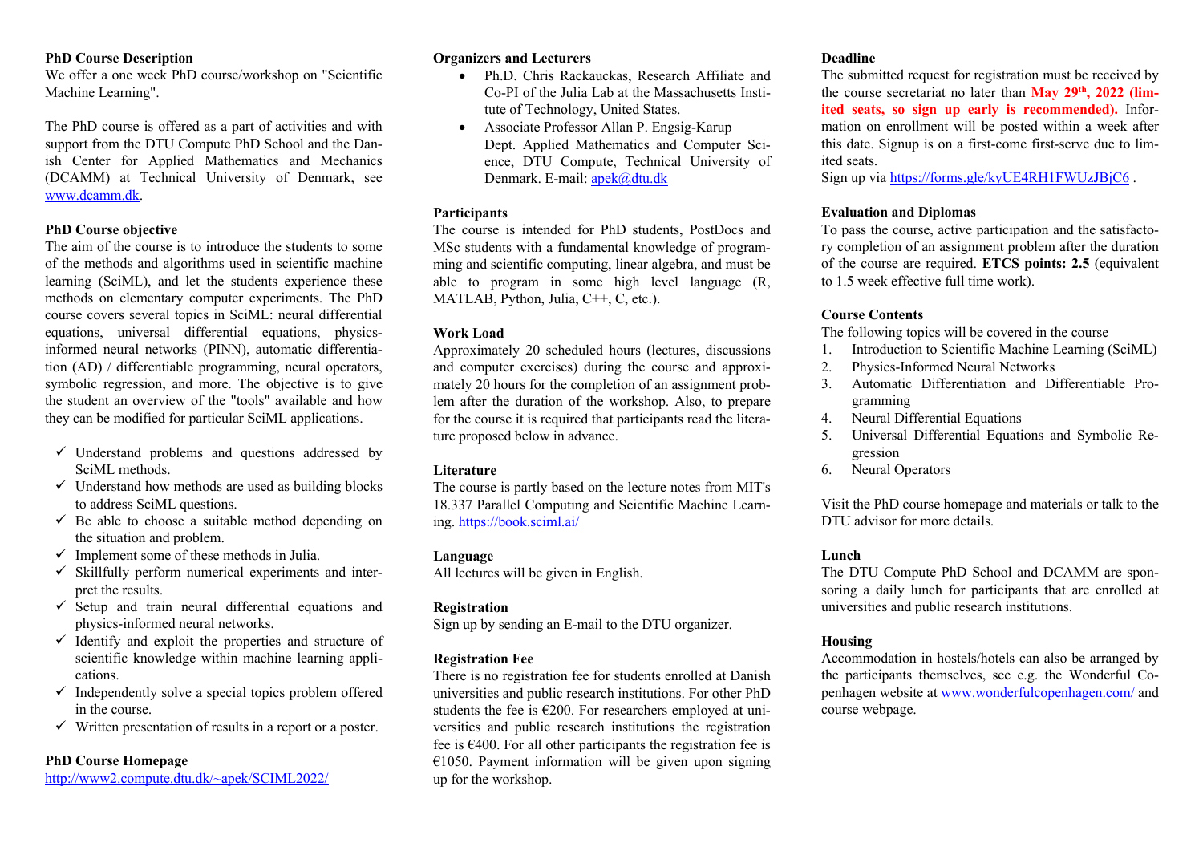**PhD Course Description**

We offer a one week PhD course/workshop on "Scientific Machine Learning".

The PhD course is offered as a part of activities and with support from the DTU Compute PhD School and the Danish Center for Applied Mathematics and Mechanics (DCAMM) at Technical University of Denmark, see www.dcamm.dk.

**PhD Course objective**

The aim of the course is to introduce the students to some of the methods and algorithms used in scientific machine learning (SciML), and let the students experience these methods on elementary computer experiments. The PhD course covers several topics in SciML: neural differential equations, universal differential equations, physics-informed neural networks (PINN), automatic differentiation (AD) / differentiable programming, neural operators, symbolic regression, and more. The objective is to give the student an overview of the "tools" available and how they can be modified for particular SciML applications.

- ✓ Understand problems and questions addressed by SciML methods.
- ✓ Understand how methods are used as building blocks to address SciML questions.
- ✓ Be able to choose a suitable method depending on the situation and problem.
- ✓ Implement some of these methods in Julia.
- ✓ Skillfully perform numerical experiments and interpret the results.
- ✓ Setup and train neural differential equations and physics-informed neural networks.
- ✓ Identify and exploit the properties and structure of scientific knowledge within machine learning applications.
- ✓ Independently solve a special topics problem offered in the course.
- ✓ Written presentation of results in a report or a poster.

**PhD Course Homepage**

http://www2.compute.dtu.dk/~apek/SCIML2022/

**Organizers and Lecturers**

- Ph.D. Chris Rackauckas, Research Affiliate and Co-PI of the Julia Lab at the Massachusetts Institute of Technology, United States.
- Associate Professor Allan P. Engsig-Karup Dept. Applied Mathematics and Computer Science, DTU Compute, Technical University of Denmark. E-mail: apek@dtu.dk

**Participants**

The course is intended for PhD students, PostDocs and MSc students with a fundamental knowledge of programming and scientific computing, linear algebra, and must be able to program in some high level language (R, MATLAB, Python, Julia, C++, C, etc.).

**Work Load**

Approximately 20 scheduled hours (lectures, discussions and computer exercises) during the course and approximately 20 hours for the completion of an assignment problem after the duration of the workshop. Also, to prepare for the course it is required that participants read the literature proposed below in advance.

**Literature**

The course is partly based on the lecture notes from MIT's 18.337 Parallel Computing and Scientific Machine Learning. https://book.sciml.ai/

**Language**

All lectures will be given in English.

**Registration**

Sign up by sending an E-mail to the DTU organizer.

**Registration Fee**

There is no registration fee for students enrolled at Danish universities and public research institutions. For other PhD students the fee is €200. For researchers employed at universities and public research institutions the registration fee is €400. For all other participants the registration fee is €1050. Payment information will be given upon signing up for the workshop.

**Deadline**

The submitted request for registration must be received by the course secretariat no later than **May 29th, 2022 (limited seats, so sign up early is recommended).** Information on enrollment will be posted within a week after this date. Signup is on a first-come first-serve due to limited seats.

Sign up via https://forms.gle/kyUE4RH1FWUzJBjC6 .

**Evaluation and Diplomas**

To pass the course, active participation and the satisfactory completion of an assignment problem after the duration of the course are required. **ETCS points: 2.5** (equivalent to 1.5 week effective full time work).

**Course Contents**

The following topics will be covered in the course

1. Introduction to Scientific Machine Learning (SciML)
2. Physics-Informed Neural Networks
3. Automatic Differentiation and Differentiable Programming
4. Neural Differential Equations
5. Universal Differential Equations and Symbolic Regression
6. Neural Operators

Visit the PhD course homepage and materials or talk to the DTU advisor for more details.

**Lunch**

The DTU Compute PhD School and DCAMM are sponsoring a daily lunch for participants that are enrolled at universities and public research institutions.

**Housing**

Accommodation in hostels/hotels can also be arranged by the participants themselves, see e.g. the Wonderful Copenhagen website at www.wonderfulcopenhagen.com/ and course webpage.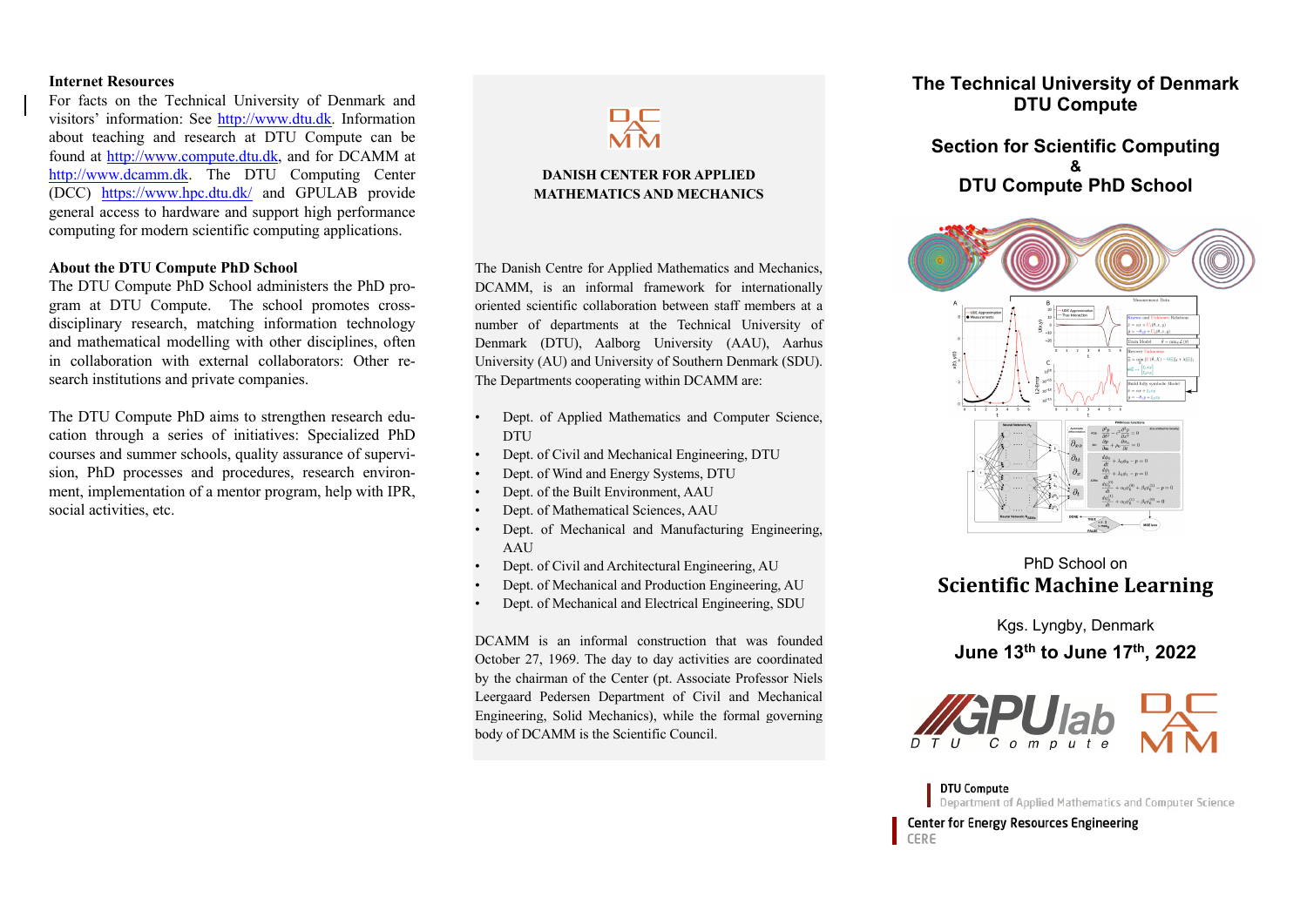**Internet Resources**

For facts on the Technical University of Denmark and visitors' information: See http://www.dtu.dk. Information about teaching and research at DTU Compute can be found at http://www.compute.dtu.dk, and for DCAMM at http://www.dcamm.dk. The DTU Computing Center (DCC) https://www.hpc.dtu.dk/ and GPULAB provide general access to hardware and support high performance computing for modern scientific computing applications.

**About the DTU Compute PhD School**

The DTU Compute PhD School administers the PhD program at DTU Compute. The school promotes cross-disciplinary research, matching information technology and mathematical modelling with other disciplines, often in collaboration with external collaborators: Other research institutions and private companies.

The DTU Compute PhD aims to strengthen research education through a series of initiatives: Specialized PhD courses and summer schools, quality assurance of supervision, PhD processes and procedures, research environment, implementation of a mentor program, help with IPR, social activities, etc.

**DANISH CENTER FOR APPLIED MATHEMATICS AND MECHANICS**

The Danish Centre for Applied Mathematics and Mechanics, DCAMM, is an informal framework for internationally oriented scientific collaboration between staff members at a number of departments at the Technical University of Denmark (DTU), Aalborg University (AAU), Aarhus University (AU) and University of Southern Denmark (SDU). The Departments cooperating within DCAMM are:

- Dept. of Applied Mathematics and Computer Science, DTU
- Dept. of Civil and Mechanical Engineering, DTU
- Dept. of Wind and Energy Systems, DTU
- Dept. of the Built Environment, AAU
- Dept. of Mathematical Sciences, AAU
- Dept. of Mechanical and Manufacturing Engineering, AAU
- Dept. of Civil and Architectural Engineering, AU
- Dept. of Mechanical and Production Engineering, AU
- Dept. of Mechanical and Electrical Engineering, SDU

DCAMM is an informal construction that was founded October 27, 1969. The day to day activities are coordinated by the chairman of the Center (pt. Associate Professor Niels Leergaard Pedersen Department of Civil and Mechanical Engineering, Solid Mechanics), while the formal governing body of DCAMM is the Scientific Council.

# The Technical University of Denmark
# DTU Compute

## Section for Scientific Computing
## &
## DTU Compute PhD School

PhD School on
# Scientific Machine Learning

Kgs. Lyngby, Denmark

**June 13th to June 17th, 2022**

GPUlab DTU Compute

DCAMM

DTU Compute
Department of Applied Mathematics and Computer Science

Center for Energy Resources Engineering
CERE